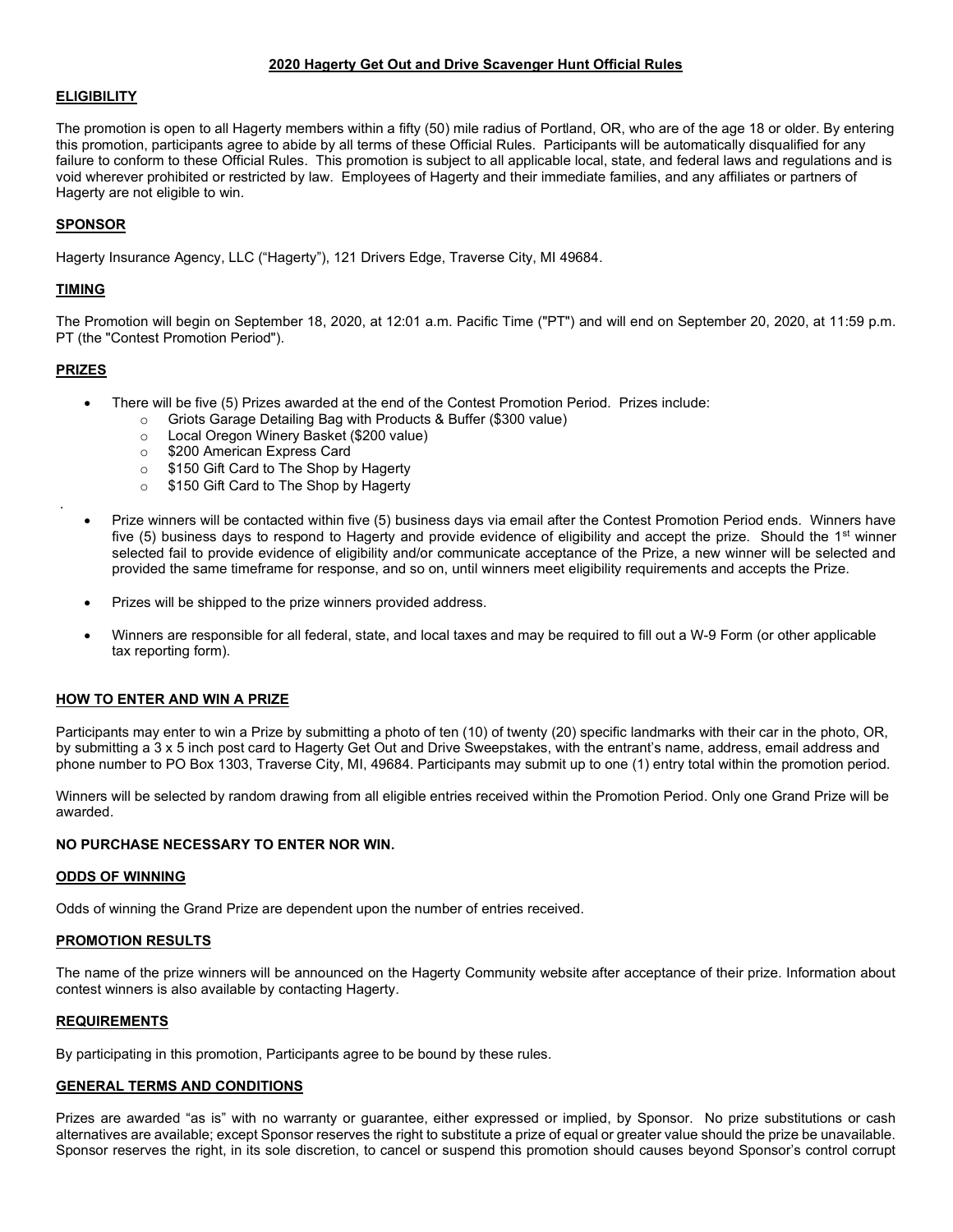# 2020 Hagerty Get Out and Drive Scavenger Hunt Official Rules

## ELIGIBILITY

The promotion is open to all Hagerty members within a fifty (50) mile radius of Portland, OR, who are of the age 18 or older. By entering this promotion, participants agree to abide by all terms of these Official Rules. Participants will be automatically disqualified for any failure to conform to these Official Rules. This promotion is subject to all applicable local, state, and federal laws and regulations and is void wherever prohibited or restricted by law. Employees of Hagerty and their immediate families, and any affiliates or partners of Hagerty are not eligible to win.

## SPONSOR

Hagerty Insurance Agency, LLC ("Hagerty"), 121 Drivers Edge, Traverse City, MI 49684.

## TIMING

The Promotion will begin on September 18, 2020, at 12:01 a.m. Pacific Time ("PT") and will end on September 20, 2020, at 11:59 p.m. PT (the "Contest Promotion Period").

## PRIZES

- There will be five (5) Prizes awarded at the end of the Contest Promotion Period. Prizes include:
  - Griots Garage Detailing Bag with Products & Buffer ($300 value)
  - Local Oregon Winery Basket ($200 value)
  - $200 American Express Card
  - $150 Gift Card to The Shop by Hagerty
  - $150 Gift Card to The Shop by Hagerty

.

- Prize winners will be contacted within five (5) business days via email after the Contest Promotion Period ends. Winners have five (5) business days to respond to Hagerty and provide evidence of eligibility and accept the prize. Should the 1st winner selected fail to provide evidence of eligibility and/or communicate acceptance of the Prize, a new winner will be selected and provided the same timeframe for response, and so on, until winners meet eligibility requirements and accepts the Prize.
- Prizes will be shipped to the prize winners provided address.
- Winners are responsible for all federal, state, and local taxes and may be required to fill out a W-9 Form (or other applicable tax reporting form).

## HOW TO ENTER AND WIN A PRIZE

Participants may enter to win a Prize by submitting a photo of ten (10) of twenty (20) specific landmarks with their car in the photo, OR, by submitting a 3 x 5 inch post card to Hagerty Get Out and Drive Sweepstakes, with the entrant's name, address, email address and phone number to PO Box 1303, Traverse City, MI, 49684. Participants may submit up to one (1) entry total within the promotion period.

Winners will be selected by random drawing from all eligible entries received within the Promotion Period. Only one Grand Prize will be awarded.

**NO PURCHASE NECESSARY TO ENTER NOR WIN.**

## ODDS OF WINNING

Odds of winning the Grand Prize are dependent upon the number of entries received.

## PROMOTION RESULTS

The name of the prize winners will be announced on the Hagerty Community website after acceptance of their prize. Information about contest winners is also available by contacting Hagerty.

## REQUIREMENTS

By participating in this promotion, Participants agree to be bound by these rules.

## GENERAL TERMS AND CONDITIONS

Prizes are awarded "as is" with no warranty or guarantee, either expressed or implied, by Sponsor. No prize substitutions or cash alternatives are available; except Sponsor reserves the right to substitute a prize of equal or greater value should the prize be unavailable. Sponsor reserves the right, in its sole discretion, to cancel or suspend this promotion should causes beyond Sponsor's control corrupt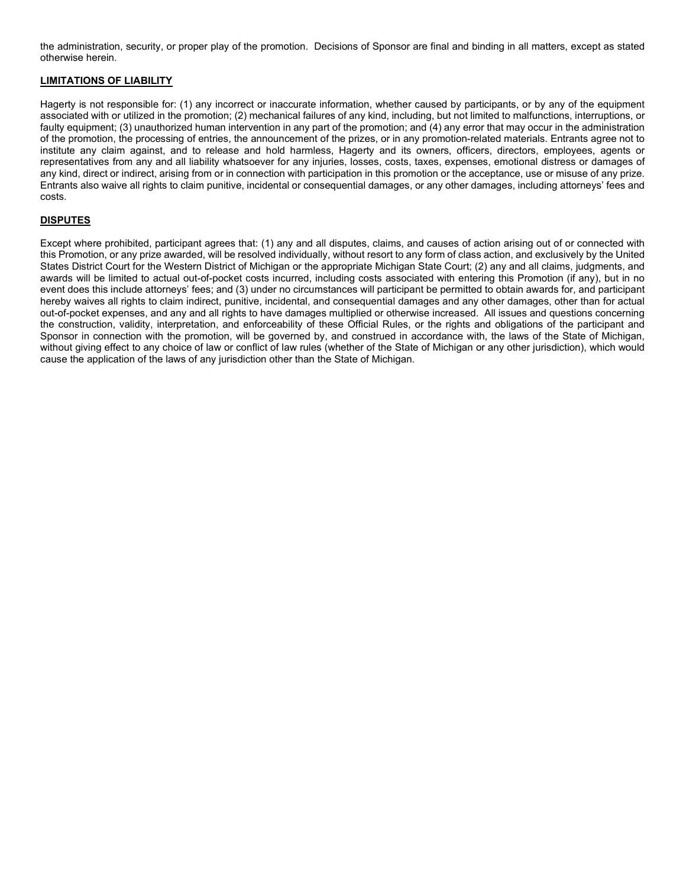the administration, security, or proper play of the promotion. Decisions of Sponsor are final and binding in all matters, except as stated otherwise herein.

## LIMITATIONS OF LIABILITY

Hagerty is not responsible for: (1) any incorrect or inaccurate information, whether caused by participants, or by any of the equipment associated with or utilized in the promotion; (2) mechanical failures of any kind, including, but not limited to malfunctions, interruptions, or faulty equipment; (3) unauthorized human intervention in any part of the promotion; and (4) any error that may occur in the administration of the promotion, the processing of entries, the announcement of the prizes, or in any promotion-related materials. Entrants agree not to institute any claim against, and to release and hold harmless, Hagerty and its owners, officers, directors, employees, agents or representatives from any and all liability whatsoever for any injuries, losses, costs, taxes, expenses, emotional distress or damages of any kind, direct or indirect, arising from or in connection with participation in this promotion or the acceptance, use or misuse of any prize. Entrants also waive all rights to claim punitive, incidental or consequential damages, or any other damages, including attorneys' fees and costs.

## DISPUTES

Except where prohibited, participant agrees that: (1) any and all disputes, claims, and causes of action arising out of or connected with this Promotion, or any prize awarded, will be resolved individually, without resort to any form of class action, and exclusively by the United States District Court for the Western District of Michigan or the appropriate Michigan State Court; (2) any and all claims, judgments, and awards will be limited to actual out-of-pocket costs incurred, including costs associated with entering this Promotion (if any), but in no event does this include attorneys' fees; and (3) under no circumstances will participant be permitted to obtain awards for, and participant hereby waives all rights to claim indirect, punitive, incidental, and consequential damages and any other damages, other than for actual out-of-pocket expenses, and any and all rights to have damages multiplied or otherwise increased. All issues and questions concerning the construction, validity, interpretation, and enforceability of these Official Rules, or the rights and obligations of the participant and Sponsor in connection with the promotion, will be governed by, and construed in accordance with, the laws of the State of Michigan, without giving effect to any choice of law or conflict of law rules (whether of the State of Michigan or any other jurisdiction), which would cause the application of the laws of any jurisdiction other than the State of Michigan.